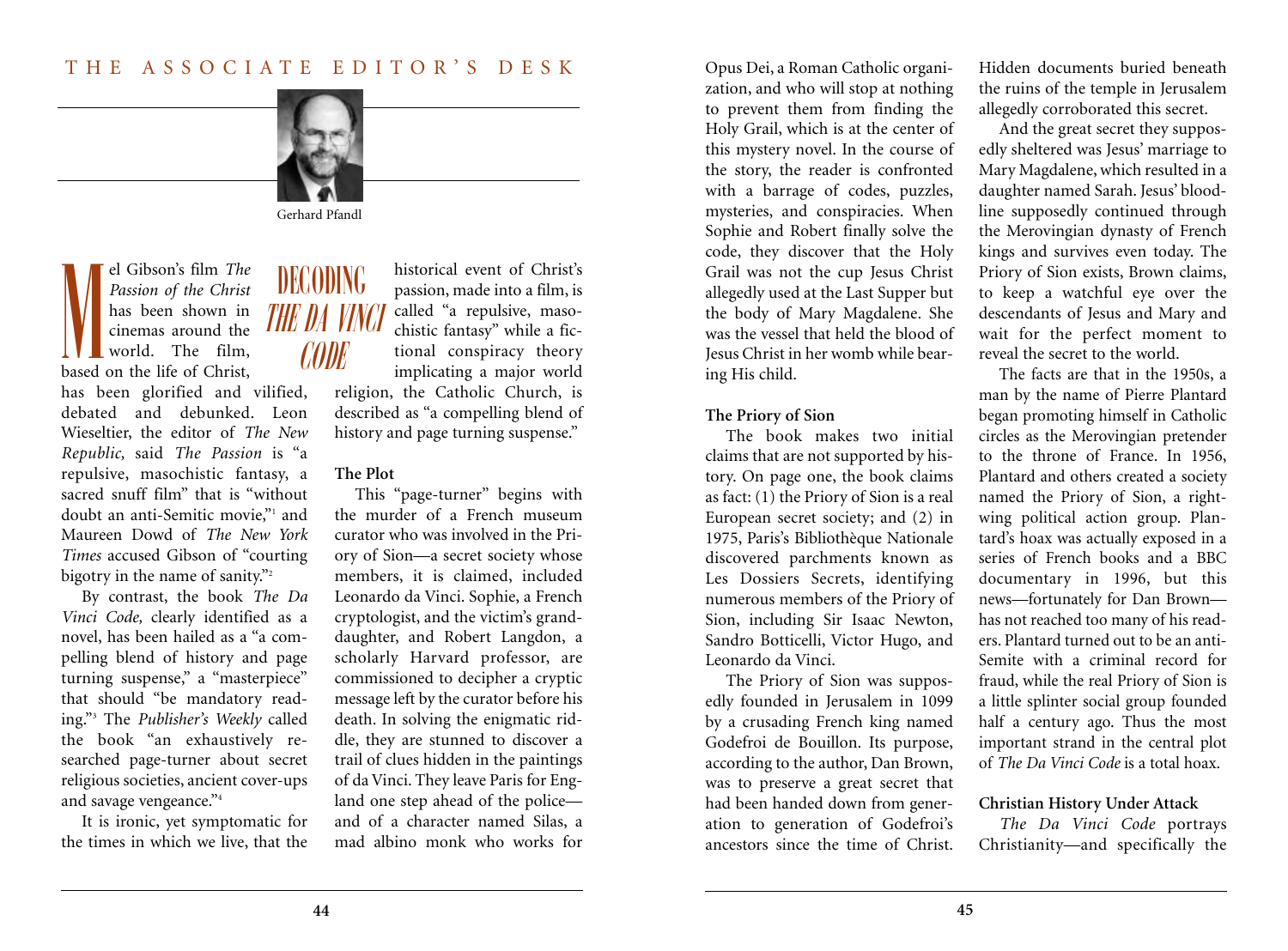THE ASSOCIATE EDITOR'S DESK

Gerhard Pfandl

# DECODING *THE DA VINCI CODE*

Mel Gibson's film *The Passion of the Christ* has been shown in cinemas around the world. The film, based on the life of Christ, has been glorified and vilified, debated and debunked. Leon Wieseltier, the editor of *The New Republic,* said *The Passion* is "a repulsive, masochistic fantasy, a sacred snuff film" that is "without doubt an anti-Semitic movie,"[1] and Maureen Dowd of *The New York Times* accused Gibson of "courting bigotry in the name of sanity."[2]

By contrast, the book *The Da Vinci Code,* clearly identified as a novel, has been hailed as a "a compelling blend of history and page turning suspense," a "masterpiece" that should "be mandatory reading."[3] The *Publisher's Weekly* called the book "an exhaustively researched page-turner about secret religious societies, ancient cover-ups and savage vengeance."[4]

It is ironic, yet symptomatic for the times in which we live, that the historical event of Christ's passion, made into a film, is called "a repulsive, masochistic fantasy" while a fictional conspiracy theory implicating a major world religion, the Catholic Church, is described as "a compelling blend of history and page turning suspense."

**The Plot**

This "page-turner" begins with the murder of a French museum curator who was involved in the Priory of Sion—a secret society whose members, it is claimed, included Leonardo da Vinci. Sophie, a French cryptologist, and the victim's granddaughter, and Robert Langdon, a scholarly Harvard professor, are commissioned to decipher a cryptic message left by the curator before his death. In solving the enigmatic riddle, they are stunned to discover a trail of clues hidden in the paintings of da Vinci. They leave Paris for England one step ahead of the police—and of a character named Silas, a mad albino monk who works for Opus Dei, a Roman Catholic organization, and who will stop at nothing to prevent them from finding the Holy Grail, which is at the center of this mystery novel. In the course of the story, the reader is confronted with a barrage of codes, puzzles, mysteries, and conspiracies. When Sophie and Robert finally solve the code, they discover that the Holy Grail was not the cup Jesus Christ allegedly used at the Last Supper but the body of Mary Magdalene. She was the vessel that held the blood of Jesus Christ in her womb while bearing His child.

**The Priory of Sion**

The book makes two initial claims that are not supported by history. On page one, the book claims as fact: (1) the Priory of Sion is a real European secret society; and (2) in 1975, Paris's Bibliothèque Nationale discovered parchments known as Les Dossiers Secrets, identifying numerous members of the Priory of Sion, including Sir Isaac Newton, Sandro Botticelli, Victor Hugo, and Leonardo da Vinci.

The Priory of Sion was supposedly founded in Jerusalem in 1099 by a crusading French king named Godefroi de Bouillon. Its purpose, according to the author, Dan Brown, was to preserve a great secret that had been handed down from generation to generation of Godefroi's ancestors since the time of Christ. Hidden documents buried beneath the ruins of the temple in Jerusalem allegedly corroborated this secret.

And the great secret they supposedly sheltered was Jesus' marriage to Mary Magdalene, which resulted in a daughter named Sarah. Jesus' bloodline supposedly continued through the Merovingian dynasty of French kings and survives even today. The Priory of Sion exists, Brown claims, to keep a watchful eye over the descendants of Jesus and Mary and wait for the perfect moment to reveal the secret to the world.

The facts are that in the 1950s, a man by the name of Pierre Plantard began promoting himself in Catholic circles as the Merovingian pretender to the throne of France. In 1956, Plantard and others created a society named the Priory of Sion, a right-wing political action group. Plantard's hoax was actually exposed in a series of French books and a BBC documentary in 1996, but this news—fortunately for Dan Brown—has not reached too many of his readers. Plantard turned out to be an anti-Semite with a criminal record for fraud, while the real Priory of Sion is a little splinter social group founded half a century ago. Thus the most important strand in the central plot of *The Da Vinci Code* is a total hoax.

**Christian History Under Attack**

*The Da Vinci Code* portrays Christianity—and specifically the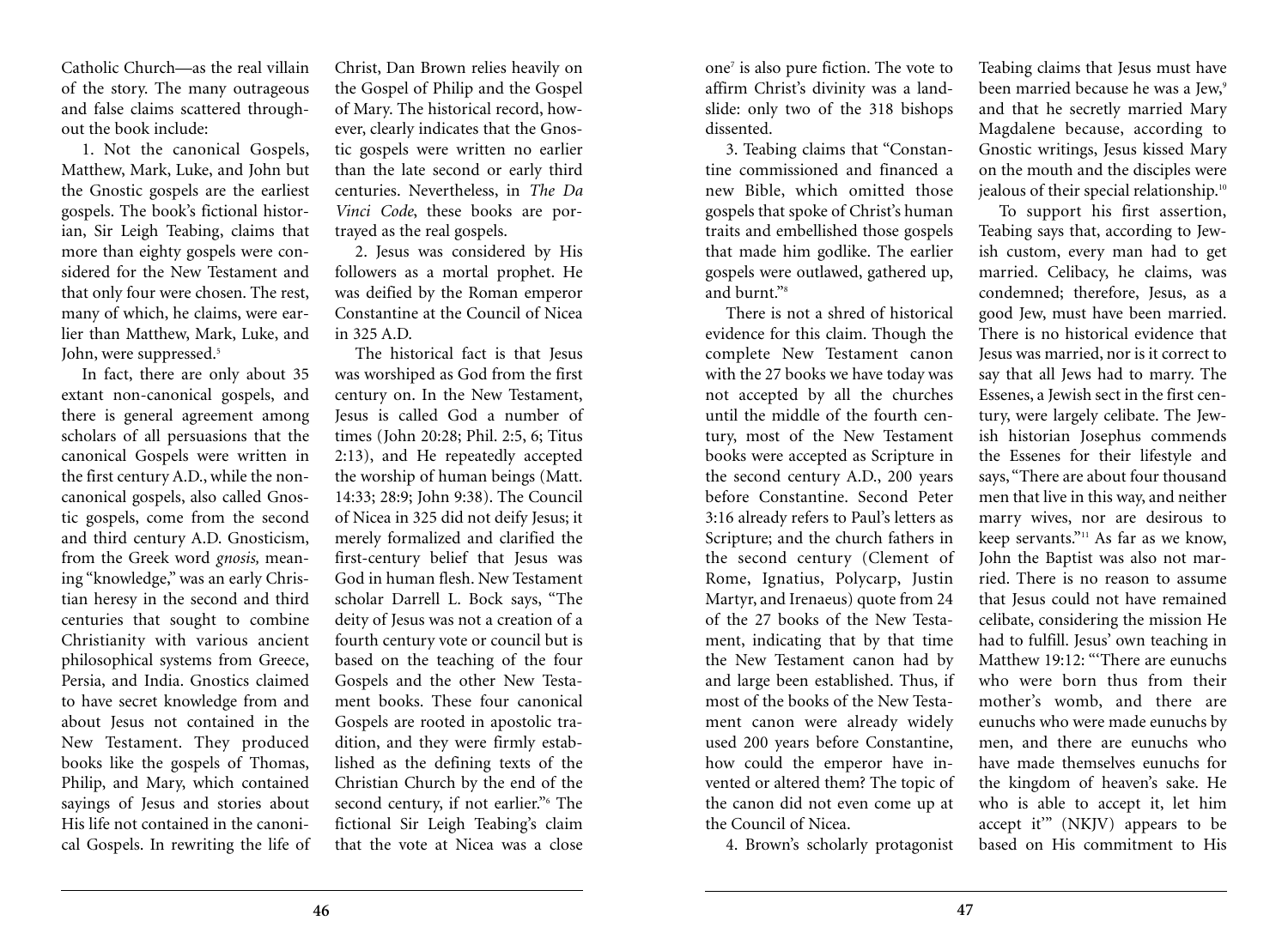Catholic Church—as the real villain of the story. The many outrageous and false claims scattered throughout the book include:

1. Not the canonical Gospels, Matthew, Mark, Luke, and John but the Gnostic gospels are the earliest gospels. The book's fictional historian, Sir Leigh Teabing, claims that more than eighty gospels were considered for the New Testament and that only four were chosen. The rest, many of which, he claims, were earlier than Matthew, Mark, Luke, and John, were suppressed.[5]

In fact, there are only about 35 extant non-canonical gospels, and there is general agreement among scholars of all persuasions that the canonical Gospels were written in the first century A.D., while the non-canonical gospels, also called Gnostic gospels, come from the second and third century A.D. Gnosticism, from the Greek word *gnosis,* meaning "knowledge," was an early Christian heresy in the second and third centuries that sought to combine Christianity with various ancient philosophical systems from Greece, Persia, and India. Gnostics claimed to have secret knowledge from and about Jesus not contained in the New Testament. They produced books like the gospels of Thomas, Philip, and Mary, which contained sayings of Jesus and stories about His life not contained in the canonical Gospels. In rewriting the life of Christ, Dan Brown relies heavily on the Gospel of Philip and the Gospel of Mary. The historical record, however, clearly indicates that the Gnostic gospels were written no earlier than the late second or early third centuries. Nevertheless, in *The Da Vinci Code*, these books are portrayed as the real gospels.

2. Jesus was considered by His followers as a mortal prophet. He was deified by the Roman emperor Constantine at the Council of Nicea in 325 A.D.

The historical fact is that Jesus was worshiped as God from the first century on. In the New Testament, Jesus is called God a number of times (John 20:28; Phil. 2:5, 6; Titus 2:13), and He repeatedly accepted the worship of human beings (Matt. 14:33; 28:9; John 9:38). The Council of Nicea in 325 did not deify Jesus; it merely formalized and clarified the first-century belief that Jesus was God in human flesh. New Testament scholar Darrell L. Bock says, "The deity of Jesus was not a creation of a fourth century vote or council but is based on the teaching of the four Gospels and the other New Testament books. These four canonical Gospels are rooted in apostolic tradition, and they were firmly established as the defining texts of the Christian Church by the end of the second century, if not earlier."[6] The fictional Sir Leigh Teabing's claim that the vote at Nicea was a close one[7] is also pure fiction. The vote to affirm Christ's divinity was a landslide: only two of the 318 bishops dissented.

3. Teabing claims that "Constantine commissioned and financed a new Bible, which omitted those gospels that spoke of Christ's human traits and embellished those gospels that made him godlike. The earlier gospels were outlawed, gathered up, and burnt."[8]

There is not a shred of historical evidence for this claim. Though the complete New Testament canon with the 27 books we have today was not accepted by all the churches until the middle of the fourth century, most of the New Testament books were accepted as Scripture in the second century A.D., 200 years before Constantine. Second Peter 3:16 already refers to Paul's letters as Scripture; and the church fathers in the second century (Clement of Rome, Ignatius, Polycarp, Justin Martyr, and Irenaeus) quote from 24 of the 27 books of the New Testament, indicating that by that time the New Testament canon had by and large been established. Thus, if most of the books of the New Testament canon were already widely used 200 years before Constantine, how could the emperor have invented or altered them? The topic of the canon did not even come up at the Council of Nicea.

4. Brown's scholarly protagonist Teabing claims that Jesus must have been married because he was a Jew,[9] and that he secretly married Mary Magdalene because, according to Gnostic writings, Jesus kissed Mary on the mouth and the disciples were jealous of their special relationship.[10]

To support his first assertion, Teabing says that, according to Jewish custom, every man had to get married. Celibacy, he claims, was condemned; therefore, Jesus, as a good Jew, must have been married. There is no historical evidence that Jesus was married, nor is it correct to say that all Jews had to marry. The Essenes, a Jewish sect in the first century, were largely celibate. The Jewish historian Josephus commends the Essenes for their lifestyle and says, "There are about four thousand men that live in this way, and neither marry wives, nor are desirous to keep servants."[11] As far as we know, John the Baptist was also not married. There is no reason to assume that Jesus could not have remained celibate, considering the mission He had to fulfill. Jesus' own teaching in Matthew 19:12: "'There are eunuchs who were born thus from their mother's womb, and there are eunuchs who were made eunuchs by men, and there are eunuchs who have made themselves eunuchs for the kingdom of heaven's sake. He who is able to accept it, let him accept it'" (NKJV) appears to be based on His commitment to His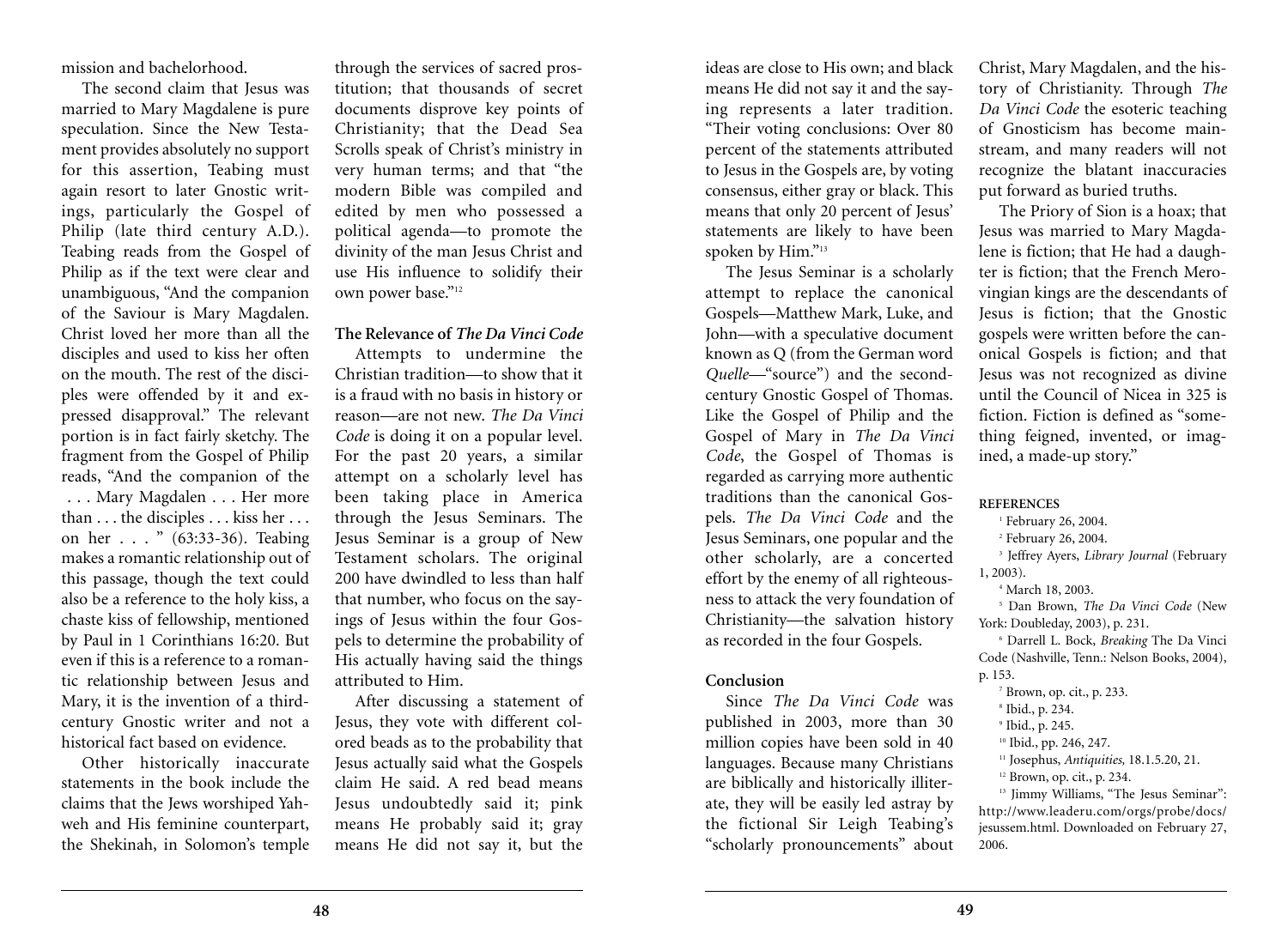mission and bachelorhood.

The second claim that Jesus was married to Mary Magdalene is pure speculation. Since the New Testament provides absolutely no support for this assertion, Teabing must again resort to later Gnostic writings, particularly the Gospel of Philip (late third century A.D.). Teabing reads from the Gospel of Philip as if the text were clear and unambiguous, "And the companion of the Saviour is Mary Magdalen. Christ loved her more than all the disciples and used to kiss her often on the mouth. The rest of the disciples were offended by it and expressed disapproval." The relevant portion is in fact fairly sketchy. The fragment from the Gospel of Philip reads, "And the companion of the . . . Mary Magdalen . . . Her more than . . . the disciples . . . kiss her . . . on her . . . " (63:33-36). Teabing makes a romantic relationship out of this passage, though the text could also be a reference to the holy kiss, a chaste kiss of fellowship, mentioned by Paul in 1 Corinthians 16:20. But even if this is a reference to a romantic relationship between Jesus and Mary, it is the invention of a third-century Gnostic writer and not a historical fact based on evidence.

Other historically inaccurate statements in the book include the claims that the Jews worshiped Yahweh and His feminine counterpart, the Shekinah, in Solomon's temple through the services of sacred prostitution; that thousands of secret documents disprove key points of Christianity; that the Dead Sea Scrolls speak of Christ's ministry in very human terms; and that "the modern Bible was compiled and edited by men who possessed a political agenda—to promote the divinity of the man Jesus Christ and use His influence to solidify their own power base."[12]

### The Relevance of *The Da Vinci Code*

Attempts to undermine the Christian tradition—to show that it is a fraud with no basis in history or reason—are not new. *The Da Vinci Code* is doing it on a popular level. For the past 20 years, a similar attempt on a scholarly level has been taking place in America through the Jesus Seminars. The Jesus Seminar is a group of New Testament scholars. The original 200 have dwindled to less than half that number, who focus on the sayings of Jesus within the four Gospels to determine the probability of His actually having said the things attributed to Him.

After discussing a statement of Jesus, they vote with different colored beads as to the probability that Jesus actually said what the Gospels claim He said. A red bead means Jesus undoubtedly said it; pink means He probably said it; gray means He did not say it, but the ideas are close to His own; and black means He did not say it and the saying represents a later tradition. "Their voting conclusions: Over 80 percent of the statements attributed to Jesus in the Gospels are, by voting consensus, either gray or black. This means that only 20 percent of Jesus' statements are likely to have been spoken by Him."[13]

The Jesus Seminar is a scholarly attempt to replace the canonical Gospels—Matthew Mark, Luke, and John—with a speculative document known as Q (from the German word *Quelle*—"source") and the second-century Gnostic Gospel of Thomas. Like the Gospel of Philip and the Gospel of Mary in *The Da Vinci Code*, the Gospel of Thomas is regarded as carrying more authentic traditions than the canonical Gospels. *The Da Vinci Code* and the Jesus Seminars, one popular and the other scholarly, are a concerted effort by the enemy of all righteousness to attack the very foundation of Christianity—the salvation history as recorded in the four Gospels.

### Conclusion

Since *The Da Vinci Code* was published in 2003, more than 30 million copies have been sold in 40 languages. Because many Christians are biblically and historically illiterate, they will be easily led astray by the fictional Sir Leigh Teabing's "scholarly pronouncements" about Christ, Mary Magdalen, and the history of Christianity. Through *The Da Vinci Code* the esoteric teaching of Gnosticism has become mainstream, and many readers will not recognize the blatant inaccuracies put forward as buried truths.

The Priory of Sion is a hoax; that Jesus was married to Mary Magdalene is fiction; that He had a daughter is fiction; that the French Merovingian kings are the descendants of Jesus is fiction; that the Gnostic gospels were written before the canonical Gospels is fiction; and that Jesus was not recognized as divine until the Council of Nicea in 325 is fiction. Fiction is defined as "something feigned, invented, or imagined, a made-up story."

#### REFERENCES

1. February 26, 2004.
2. February 26, 2004.
3. Jeffrey Ayers, *Library Journal* (February 1, 2003).
4. March 18, 2003.
5. Dan Brown, *The Da Vinci Code* (New York: Doubleday, 2003), p. 231.
6. Darrell L. Bock, *Breaking* The Da Vinci Code (Nashville, Tenn.: Nelson Books, 2004), p. 153.
7. Brown, op. cit., p. 233.
8. Ibid., p. 234.
9. Ibid., p. 245.
10. Ibid., pp. 246, 247.
11. Josephus, *Antiquities,* 18.1.5.20, 21.
12. Brown, op. cit., p. 234.
13. Jimmy Williams, "The Jesus Seminar": http://www.leaderu.com/orgs/probe/docs/jesussem.html. Downloaded on February 27, 2006.